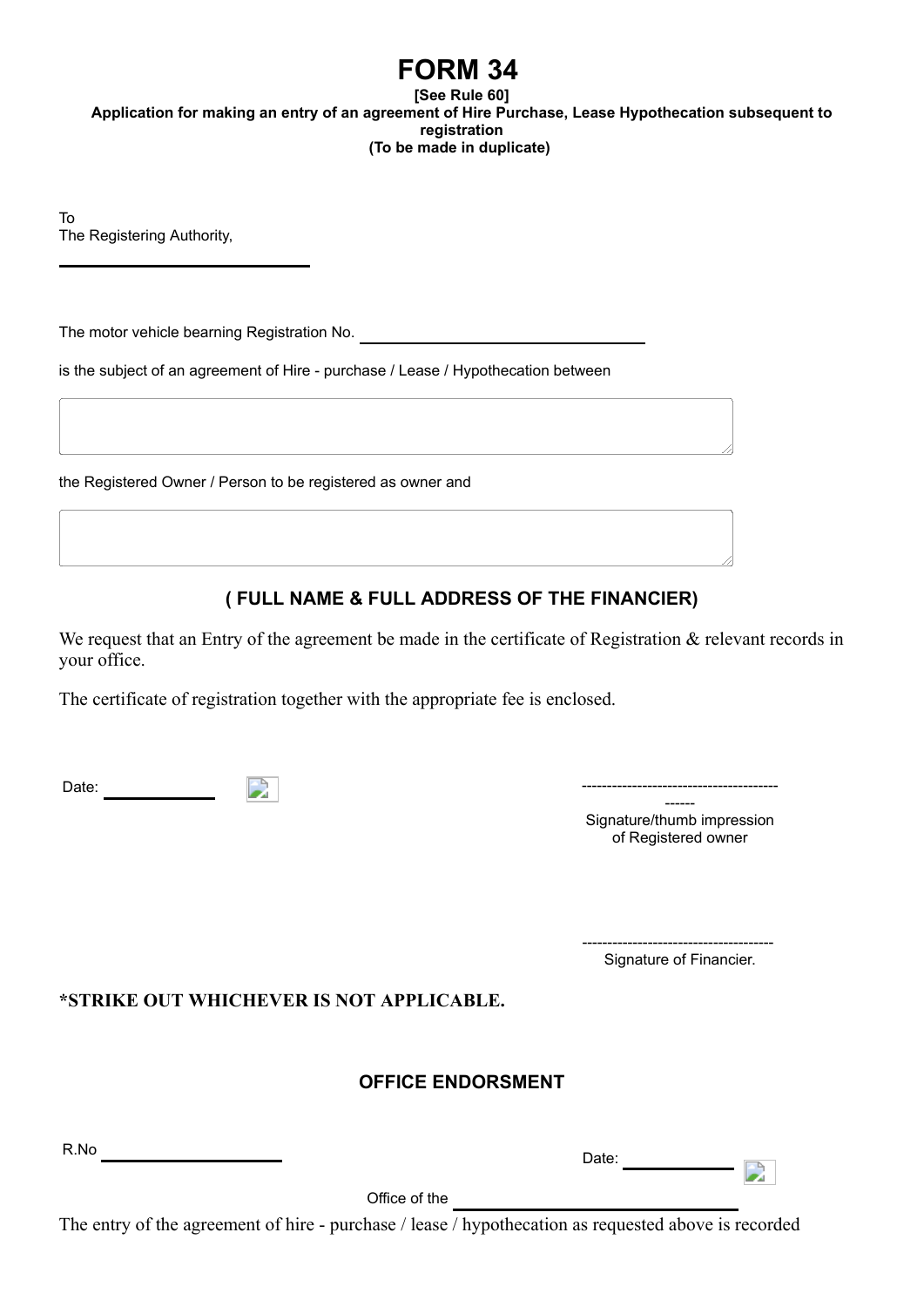# FORM 34

**[See Rule 60]**

**Application for making an entry of an agreement of Hire Purchase, Lease Hypothecation subsequent to registration**

**(To be made in duplicate)**

To
The Registering Authority,

\_\_\_\_\_\_\_\_\_\_\_\_\_\_\_\_\_\_\_\_\_\_\_\_\_\_\_\_

The motor vehicle bearning Registration No. \_\_\_\_\_\_\_\_\_\_\_\_\_\_\_\_\_\_\_\_\_\_\_\_\_\_\_\_

is the subject of an agreement of Hire - purchase / Lease / Hypothecation between

\_\_\_\_\_\_\_\_\_\_\_\_\_\_\_\_\_\_\_\_\_\_\_\_\_\_\_\_

the Registered Owner / Person to be registered as owner and

\_\_\_\_\_\_\_\_\_\_\_\_\_\_\_\_\_\_\_\_\_\_\_\_\_\_\_\_

## ( FULL NAME & FULL ADDRESS OF THE FINANCIER)

We request that an Entry of the agreement be made in the certificate of Registration & relevant records in your office.

The certificate of registration together with the appropriate fee is enclosed.

Date: \_\_\_\_\_\_\_\_\_\_\_\_

---------------------------------------------

Signature/thumb impression of Registered owner

--------------------------------------

Signature of Financier.

**\*STRIKE OUT WHICHEVER IS NOT APPLICABLE.**

## OFFICE ENDORSMENT

R.No \_\_\_\_\_\_\_\_\_\_\_\_\_\_\_\_\_\_\_\_

Date: \_\_\_\_\_\_\_\_\_\_\_\_

Office of the \_\_\_\_\_\_\_\_\_\_\_\_\_\_\_\_\_\_\_\_\_\_\_\_\_\_\_\_

The entry of the agreement of hire - purchase / lease / hypothecation as requested above is recorded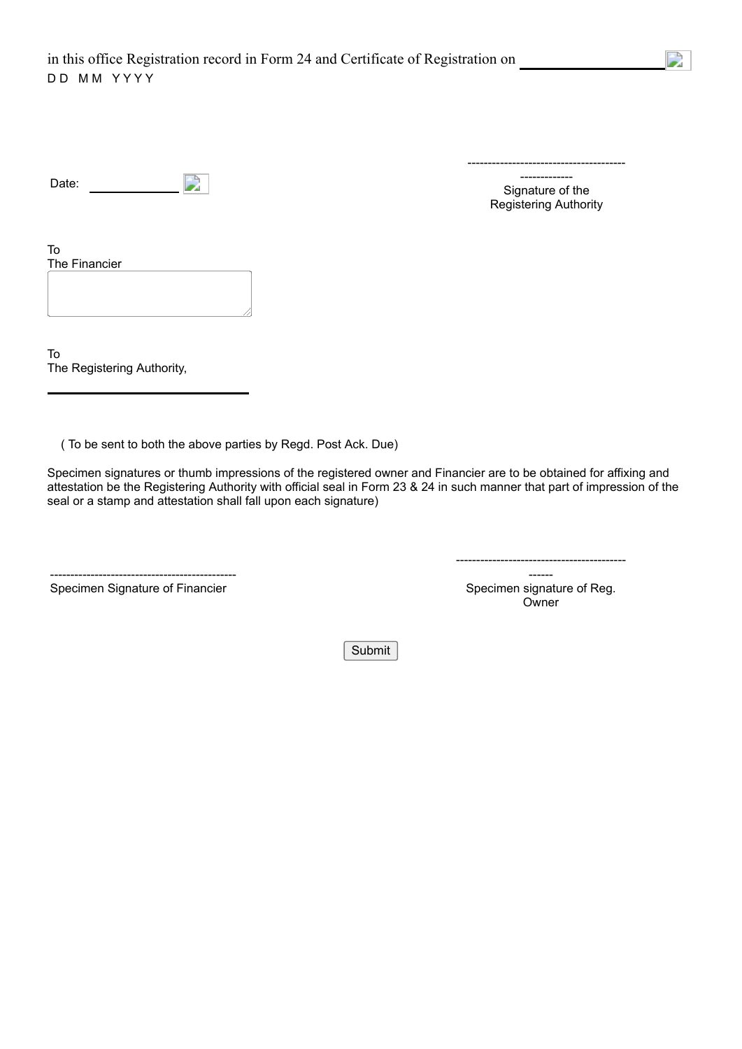in this office Registration record in Form 24 and Certificate of Registration on ____________________
DD MM YYYY

Date: ____________

---------------------------------------------------
Signature of the
Registering Authority

To
The Financier

To
The Registering Authority,

______________________________

( To be sent to both the above parties by Regd. Post Ack. Due)

Specimen signatures or thumb impressions of the registered owner and Financier are to be obtained for affixing and attestation be the Registering Authority with official seal in Form 23 & 24 in such manner that part of impression of the seal or a stamp and attestation shall fall upon each signature)

----------------------------------------------
Specimen Signature of Financier

------------------------------------------------
Specimen signature of Reg. Owner

Submit